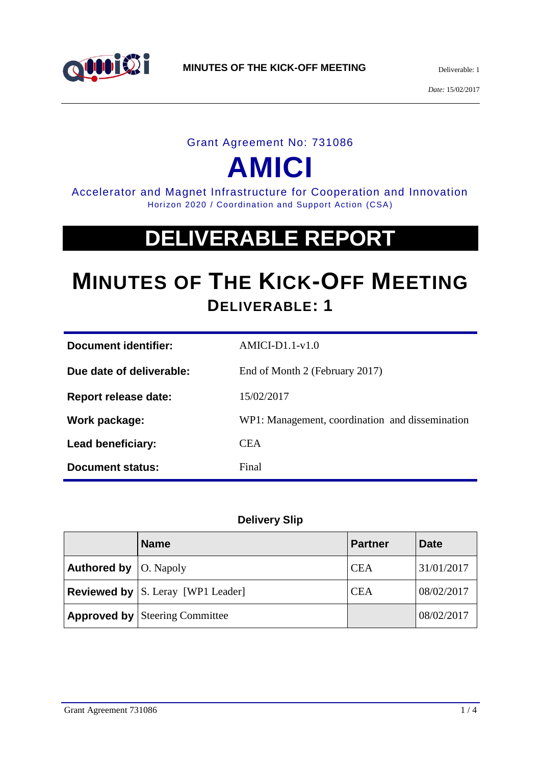Grant Agreement No: 731086

# AMICI

Accelerator and Magnet Infrastructure for Cooperation and Innovation
Horizon 2020 / Coordination and Support Action (CSA)

# DELIVERABLE REPORT

# MINUTES OF THE KICK-OFF MEETING

## DELIVERABLE: 1

| | |
|---|---|
| **Document identifier:** | AMICI-D1.1-v1.0 |
| **Due date of deliverable:** | End of Month 2 (February 2017) |
| **Report release date:** | 15/02/2017 |
| **Work package:** | WP1: Management, coordination and dissemination |
| **Lead beneficiary:** | CEA |
| **Document status:** | Final |

**Delivery Slip**

| | Name | Partner | Date |
|---|---|---|---|
| **Authored by** | O. Napoly | CEA | 31/01/2017 |
| **Reviewed by** | S. Leray [WP1 Leader] | CEA | 08/02/2017 |
| **Approved by** | Steering Committee | | 08/02/2017 |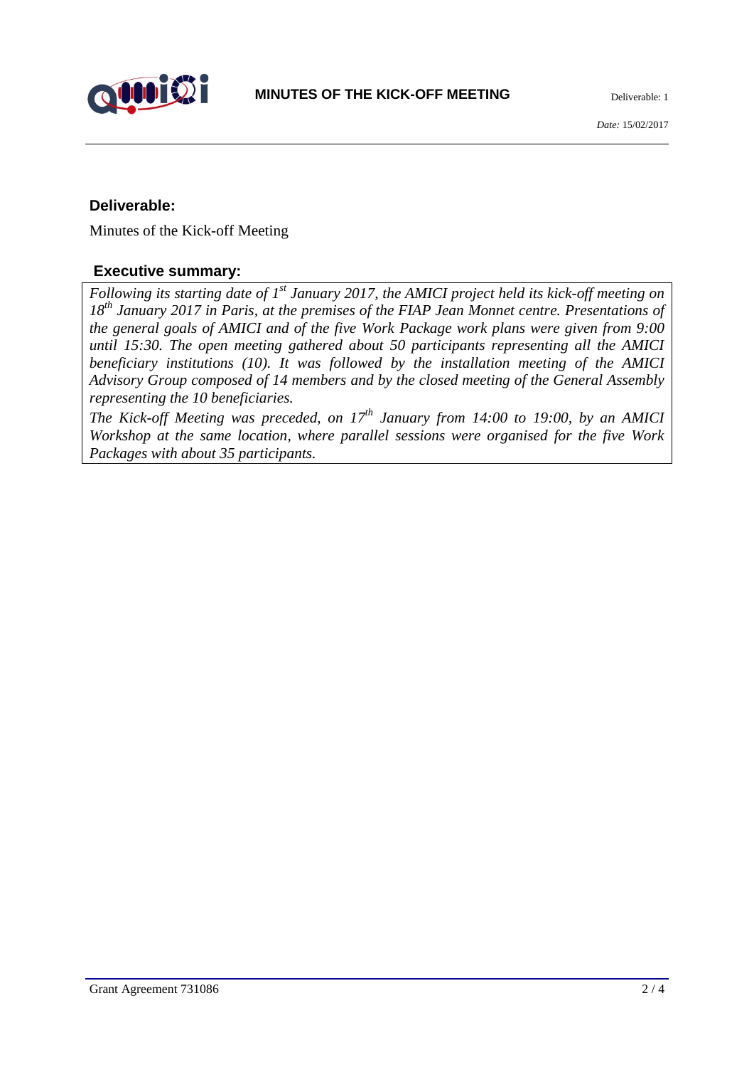## Deliverable:

Minutes of the Kick-off Meeting

## Executive summary:

*Following its starting date of 1st January 2017, the AMICI project held its kick-off meeting on 18th January 2017 in Paris, at the premises of the FIAP Jean Monnet centre. Presentations of the general goals of AMICI and of the five Work Package work plans were given from 9:00 until 15:30. The open meeting gathered about 50 participants representing all the AMICI beneficiary institutions (10). It was followed by the installation meeting of the AMICI Advisory Group composed of 14 members and by the closed meeting of the General Assembly representing the 10 beneficiaries.*

*The Kick-off Meeting was preceded, on 17th January from 14:00 to 19:00, by an AMICI Workshop at the same location, where parallel sessions were organised for the five Work Packages with about 35 participants.*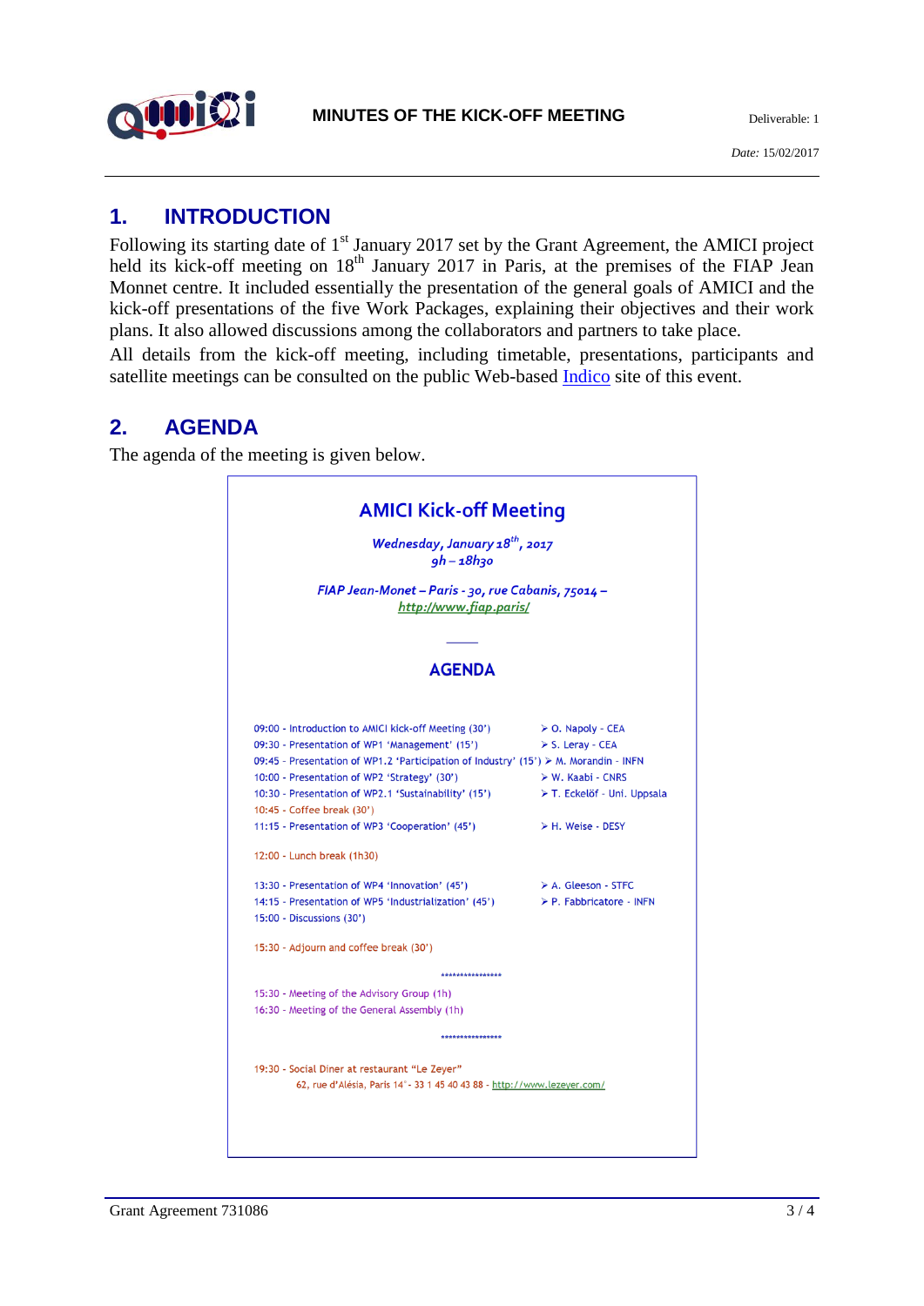# 1. INTRODUCTION

Following its starting date of 1st January 2017 set by the Grant Agreement, the AMICI project held its kick-off meeting on 18th January 2017 in Paris, at the premises of the FIAP Jean Monnet centre. It included essentially the presentation of the general goals of AMICI and the kick-off presentations of the five Work Packages, explaining their objectives and their work plans. It also allowed discussions among the collaborators and partners to take place.

All details from the kick-off meeting, including timetable, presentations, participants and satellite meetings can be consulted on the public Web-based [Indico](Indico) site of this event.

# 2. AGENDA

The agenda of the meeting is given below.

## AMICI Kick-off Meeting

*Wednesday, January 18th, 2017*
*9h – 18h30*

*FIAP Jean-Monet – Paris - 30, rue Cabanis, 75014 –*
*http://www.fiap.paris/*

## AGENDA

| Time | Item | Speaker |
|---|---|---|
| 09:00 | Introduction to AMICI kick-off Meeting (30') | O. Napoly - CEA |
| 09:30 | Presentation of WP1 'Management' (15') | S. Leray - CEA |
| 09:45 | Presentation of WP1.2 'Participation of Industry' (15') | M. Morandin - INFN |
| 10:00 | Presentation of WP2 'Strategy' (30') | W. Kaabi - CNRS |
| 10:30 | Presentation of WP2.1 'Sustainability' (15') | T. Eckelöf - Uni. Uppsala |
| 10:45 | Coffee break (30') | |
| 11:15 | Presentation of WP3 'Cooperation' (45') | H. Weise - DESY |
| 12:00 | Lunch break (1h30) | |
| 13:30 | Presentation of WP4 'Innovation' (45') | A. Gleeson - STFC |
| 14:15 | Presentation of WP5 'Industrialization' (45') | P. Fabbricatore - INFN |
| 15:00 | Discussions (30') | |
| 15:30 | Adjourn and coffee break (30') | |

\*\*\*\*\*\*\*\*\*\*\*\*\*\*\*\*

15:30 - Meeting of the Advisory Group (1h)
16:30 - Meeting of the General Assembly (1h)

\*\*\*\*\*\*\*\*\*\*\*\*\*\*\*\*

19:30 - Social Diner at restaurant "Le Zeyer"
62, rue d'Alésia, Paris 14° - 33 1 45 40 43 88 - http://www.lezeyer.com/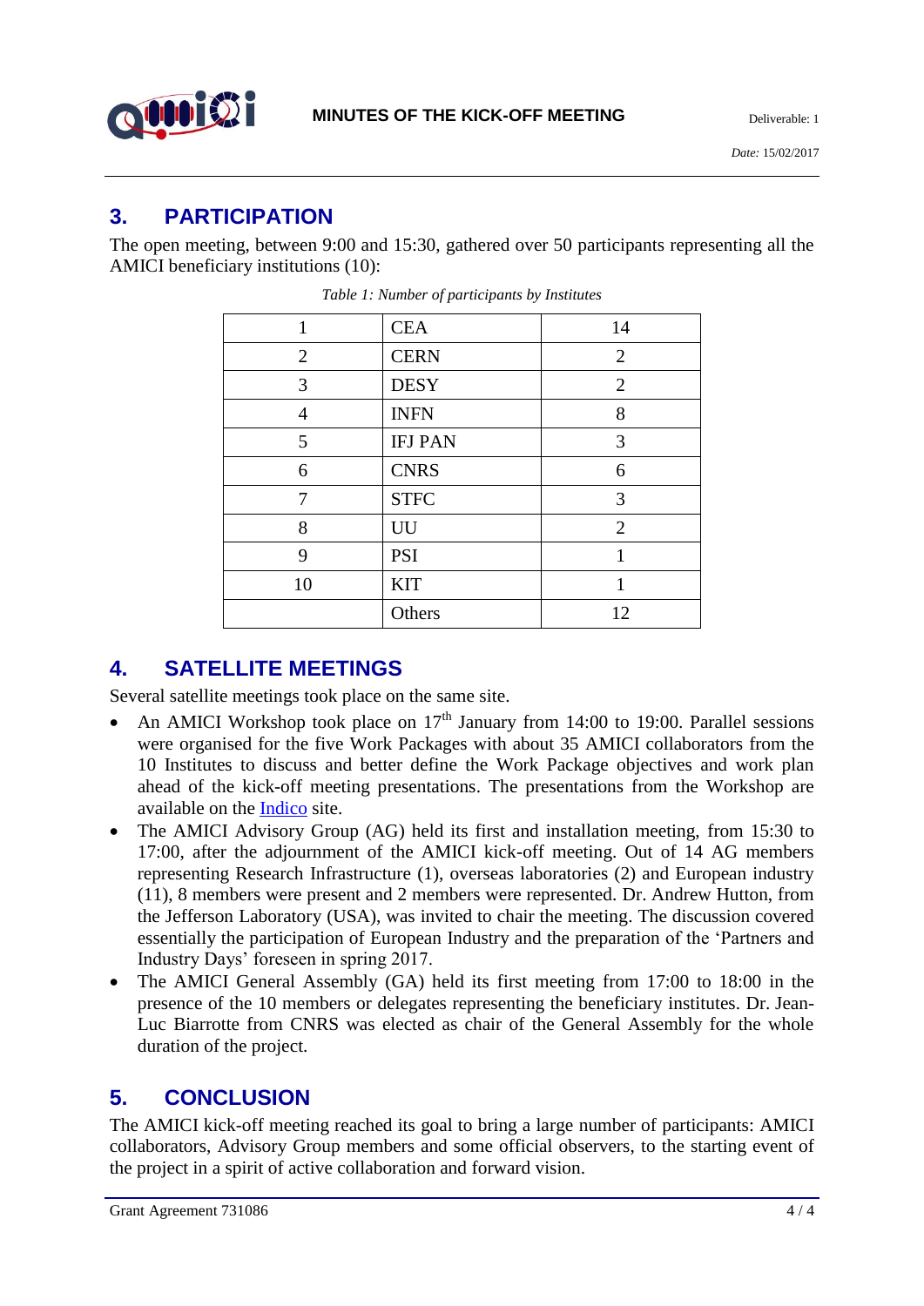## 3. PARTICIPATION

The open meeting, between 9:00 and 15:30, gathered over 50 participants representing all the AMICI beneficiary institutions (10):

*Table 1: Number of participants by Institutes*

| | | |
|---|---|---|
| 1 | CEA | 14 |
| 2 | CERN | 2 |
| 3 | DESY | 2 |
| 4 | INFN | 8 |
| 5 | IFJ PAN | 3 |
| 6 | CNRS | 6 |
| 7 | STFC | 3 |
| 8 | UU | 2 |
| 9 | PSI | 1 |
| 10 | KIT | 1 |
| | Others | 12 |

## 4. SATELLITE MEETINGS

Several satellite meetings took place on the same site.

- An AMICI Workshop took place on 17th January from 14:00 to 19:00. Parallel sessions were organised for the five Work Packages with about 35 AMICI collaborators from the 10 Institutes to discuss and better define the Work Package objectives and work plan ahead of the kick-off meeting presentations. The presentations from the Workshop are available on the Indico site.
- The AMICI Advisory Group (AG) held its first and installation meeting, from 15:30 to 17:00, after the adjournment of the AMICI kick-off meeting. Out of 14 AG members representing Research Infrastructure (1), overseas laboratories (2) and European industry (11), 8 members were present and 2 members were represented. Dr. Andrew Hutton, from the Jefferson Laboratory (USA), was invited to chair the meeting. The discussion covered essentially the participation of European Industry and the preparation of the 'Partners and Industry Days' foreseen in spring 2017.
- The AMICI General Assembly (GA) held its first meeting from 17:00 to 18:00 in the presence of the 10 members or delegates representing the beneficiary institutes. Dr. Jean-Luc Biarrotte from CNRS was elected as chair of the General Assembly for the whole duration of the project.

## 5. CONCLUSION

The AMICI kick-off meeting reached its goal to bring a large number of participants: AMICI collaborators, Advisory Group members and some official observers, to the starting event of the project in a spirit of active collaboration and forward vision.